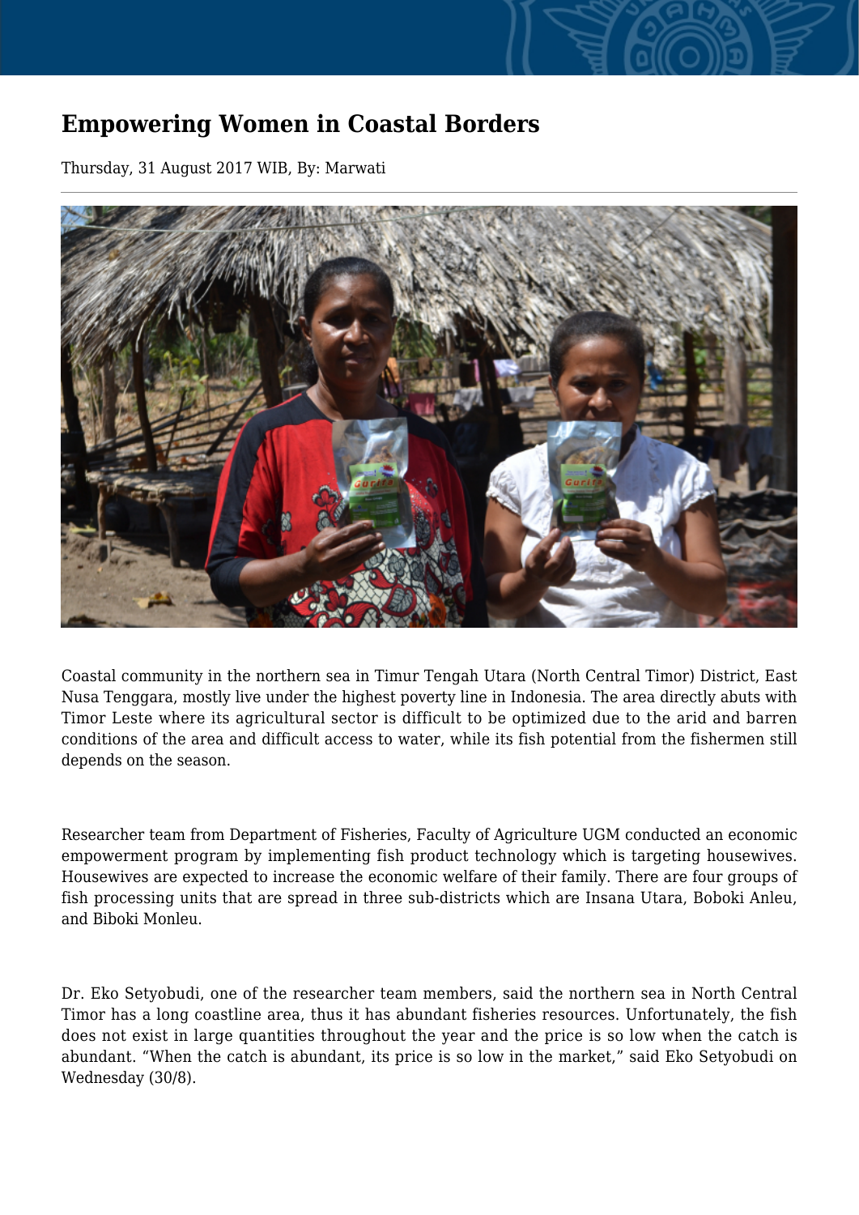# Empowering Women in Coastal Borders

Thursday, 31 August 2017 WIB, By: Marwati

Coastal community in the northern sea in Timur Tengah Utara (North Central Timor) District, East Nusa Tenggara, mostly live under the highest poverty line in Indonesia. The area directly abuts with Timor Leste where its agricultural sector is difficult to be optimized due to the arid and barren conditions of the area and difficult access to water, while its fish potential from the fishermen still depends on the season.

Researcher team from Department of Fisheries, Faculty of Agriculture UGM conducted an economic empowerment program by implementing fish product technology which is targeting housewives. Housewives are expected to increase the economic welfare of their family. There are four groups of fish processing units that are spread in three sub-districts which are Insana Utara, Boboki Anleu, and Biboki Monleu.

Dr. Eko Setyobudi, one of the researcher team members, said the northern sea in North Central Timor has a long coastline area, thus it has abundant fisheries resources. Unfortunately, the fish does not exist in large quantities throughout the year and the price is so low when the catch is abundant. "When the catch is abundant, its price is so low in the market," said Eko Setyobudi on Wednesday (30/8).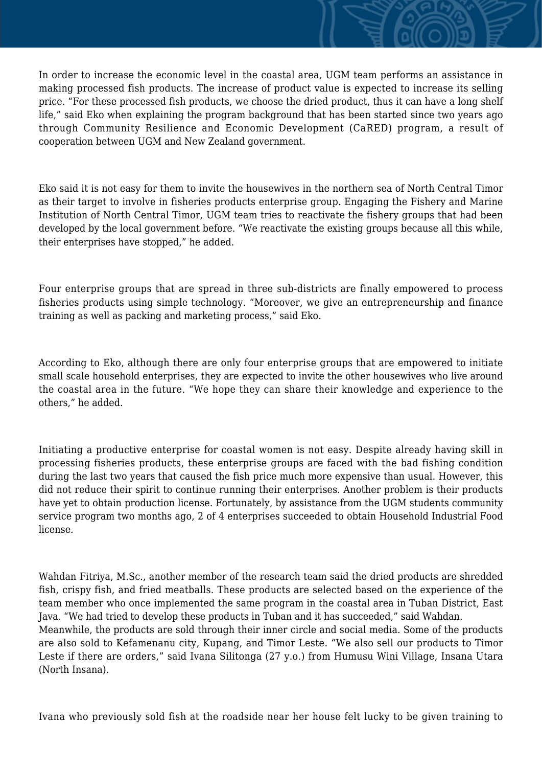In order to increase the economic level in the coastal area, UGM team performs an assistance in making processed fish products. The increase of product value is expected to increase its selling price. “For these processed fish products, we choose the dried product, thus it can have a long shelf life,” said Eko when explaining the program background that has been started since two years ago through Community Resilience and Economic Development (CaRED) program, a result of cooperation between UGM and New Zealand government.

Eko said it is not easy for them to invite the housewives in the northern sea of North Central Timor as their target to involve in fisheries products enterprise group. Engaging the Fishery and Marine Institution of North Central Timor, UGM team tries to reactivate the fishery groups that had been developed by the local government before. “We reactivate the existing groups because all this while, their enterprises have stopped,” he added.

Four enterprise groups that are spread in three sub-districts are finally empowered to process fisheries products using simple technology. “Moreover, we give an entrepreneurship and finance training as well as packing and marketing process,” said Eko.

According to Eko, although there are only four enterprise groups that are empowered to initiate small scale household enterprises, they are expected to invite the other housewives who live around the coastal area in the future. “We hope they can share their knowledge and experience to the others,” he added.

Initiating a productive enterprise for coastal women is not easy. Despite already having skill in processing fisheries products, these enterprise groups are faced with the bad fishing condition during the last two years that caused the fish price much more expensive than usual. However, this did not reduce their spirit to continue running their enterprises. Another problem is their products have yet to obtain production license. Fortunately, by assistance from the UGM students community service program two months ago, 2 of 4 enterprises succeeded to obtain Household Industrial Food license.

Wahdan Fitriya, M.Sc., another member of the research team said the dried products are shredded fish, crispy fish, and fried meatballs. These products are selected based on the experience of the team member who once implemented the same program in the coastal area in Tuban District, East Java. “We had tried to develop these products in Tuban and it has succeeded,” said Wahdan.
Meanwhile, the products are sold through their inner circle and social media. Some of the products are also sold to Kefamenanu city, Kupang, and Timor Leste. “We also sell our products to Timor Leste if there are orders,” said Ivana Silitonga (27 y.o.) from Humusu Wini Village, Insana Utara (North Insana).

Ivana who previously sold fish at the roadside near her house felt lucky to be given training to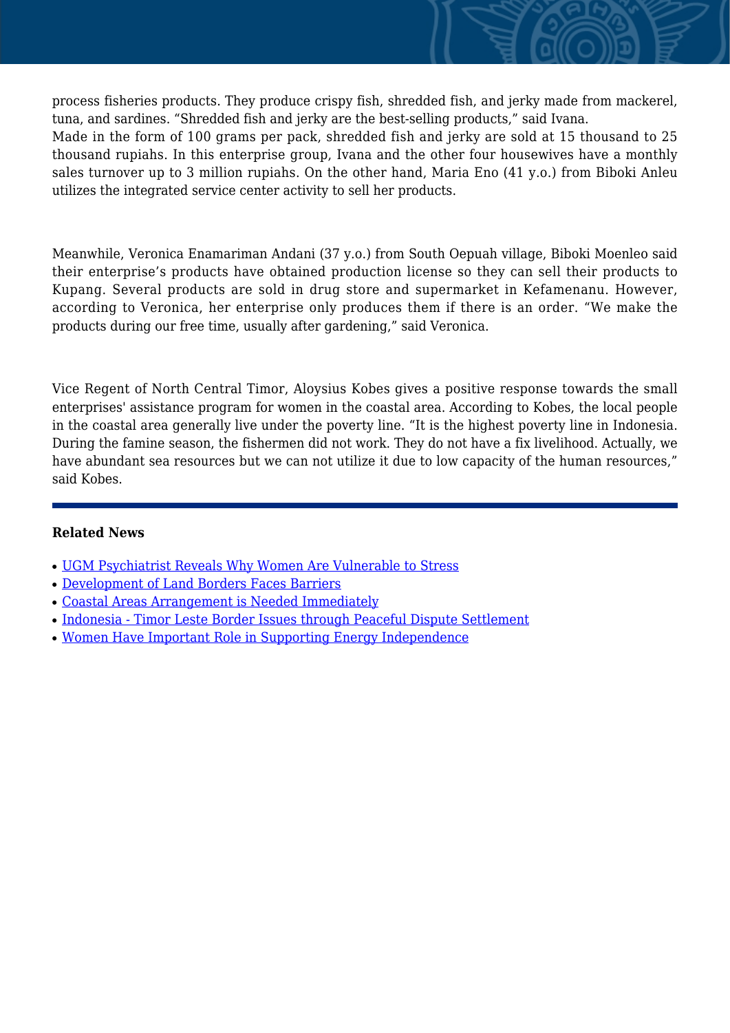process fisheries products. They produce crispy fish, shredded fish, and jerky made from mackerel, tuna, and sardines. “Shredded fish and jerky are the best-selling products,” said Ivana.
Made in the form of 100 grams per pack, shredded fish and jerky are sold at 15 thousand to 25 thousand rupiahs. In this enterprise group, Ivana and the other four housewives have a monthly sales turnover up to 3 million rupiahs. On the other hand, Maria Eno (41 y.o.) from Biboki Anleu utilizes the integrated service center activity to sell her products.

Meanwhile, Veronica Enamariman Andani (37 y.o.) from South Oepuah village, Biboki Moenleo said their enterprise’s products have obtained production license so they can sell their products to Kupang. Several products are sold in drug store and supermarket in Kefamenanu. However, according to Veronica, her enterprise only produces them if there is an order. “We make the products during our free time, usually after gardening,” said Veronica.

Vice Regent of North Central Timor, Aloysius Kobes gives a positive response towards the small enterprises' assistance program for women in the coastal area. According to Kobes, the local people in the coastal area generally live under the poverty line. “It is the highest poverty line in Indonesia. During the famine season, the fishermen did not work. They do not have a fix livelihood. Actually, we have abundant sea resources but we can not utilize it due to low capacity of the human resources,” said Kobes.

---

**Related News**

- UGM Psychiatrist Reveals Why Women Are Vulnerable to Stress
- Development of Land Borders Faces Barriers
- Coastal Areas Arrangement is Needed Immediately
- Indonesia - Timor Leste Border Issues through Peaceful Dispute Settlement
- Women Have Important Role in Supporting Energy Independence